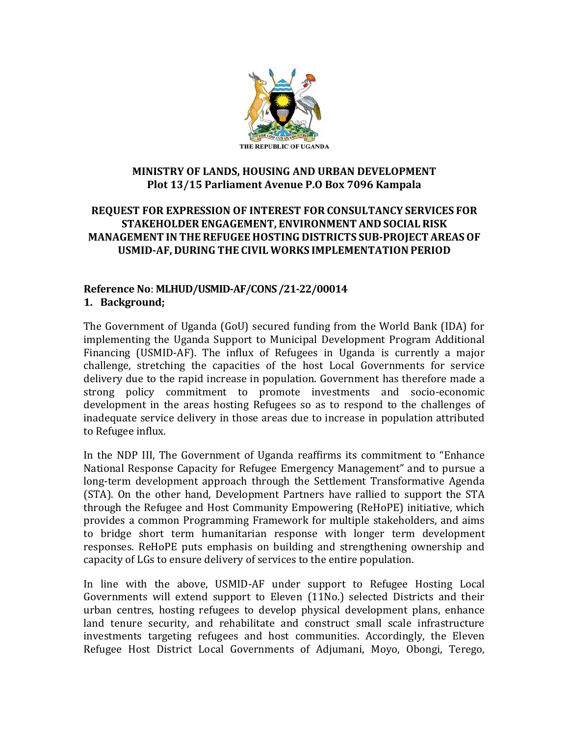THE REPUBLIC OF UGANDA

**MINISTRY OF LANDS, HOUSING AND URBAN DEVELOPMENT**
**Plot 13/15 Parliament Avenue P.O Box 7096 Kampala**

# REQUEST FOR EXPRESSION OF INTEREST FOR CONSULTANCY SERVICES FOR STAKEHOLDER ENGAGEMENT, ENVIRONMENT AND SOCIAL RISK MANAGEMENT IN THE REFUGEE HOSTING DISTRICTS SUB-PROJECT AREAS OF USMID-AF, DURING THE CIVIL WORKS IMPLEMENTATION PERIOD

**Reference No**: **MLHUD/USMID-AF/CONS /21-22/00014**

## 1. Background;

The Government of Uganda (GoU) secured funding from the World Bank (IDA) for implementing the Uganda Support to Municipal Development Program Additional Financing (USMID-AF). The influx of Refugees in Uganda is currently a major challenge, stretching the capacities of the host Local Governments for service delivery due to the rapid increase in population. Government has therefore made a strong policy commitment to promote investments and socio-economic development in the areas hosting Refugees so as to respond to the challenges of inadequate service delivery in those areas due to increase in population attributed to Refugee influx.

In the NDP III, The Government of Uganda reaffirms its commitment to "Enhance National Response Capacity for Refugee Emergency Management" and to pursue a long-term development approach through the Settlement Transformative Agenda (STA). On the other hand, Development Partners have rallied to support the STA through the Refugee and Host Community Empowering (ReHoPE) initiative, which provides a common Programming Framework for multiple stakeholders, and aims to bridge short term humanitarian response with longer term development responses. ReHoPE puts emphasis on building and strengthening ownership and capacity of LGs to ensure delivery of services to the entire population.

In line with the above, USMID-AF under support to Refugee Hosting Local Governments will extend support to Eleven (11No.) selected Districts and their urban centres, hosting refugees to develop physical development plans, enhance land tenure security, and rehabilitate and construct small scale infrastructure investments targeting refugees and host communities. Accordingly, the Eleven Refugee Host District Local Governments of Adjumani, Moyo, Obongi, Terego,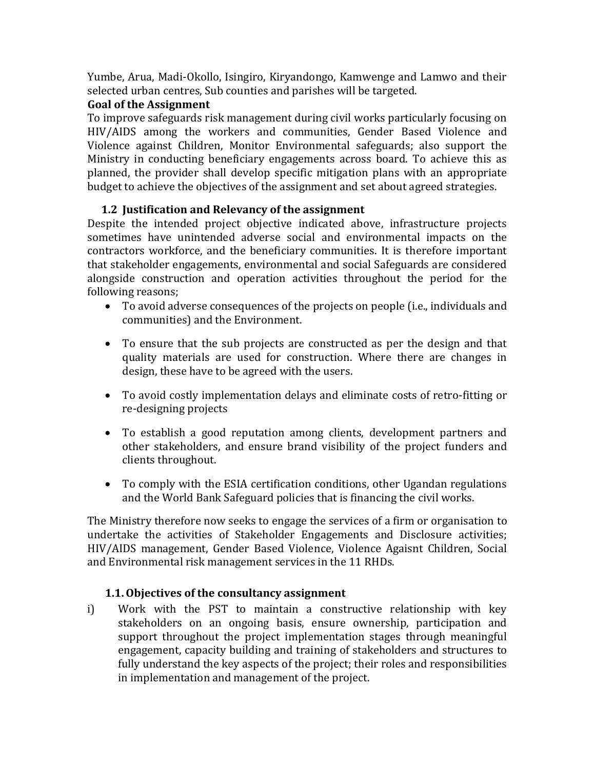Yumbe, Arua, Madi-Okollo, Isingiro, Kiryandongo, Kamwenge and Lamwo and their selected urban centres, Sub counties and parishes will be targeted.

**Goal of the Assignment**

To improve safeguards risk management during civil works particularly focusing on HIV/AIDS among the workers and communities, Gender Based Violence and Violence against Children, Monitor Environmental safeguards; also support the Ministry in conducting beneficiary engagements across board. To achieve this as planned, the provider shall develop specific mitigation plans with an appropriate budget to achieve the objectives of the assignment and set about agreed strategies.

### 1.2 Justification and Relevancy of the assignment

Despite the intended project objective indicated above, infrastructure projects sometimes have unintended adverse social and environmental impacts on the contractors workforce, and the beneficiary communities. It is therefore important that stakeholder engagements, environmental and social Safeguards are considered alongside construction and operation activities throughout the period for the following reasons;

- To avoid adverse consequences of the projects on people (i.e., individuals and communities) and the Environment.
- To ensure that the sub projects are constructed as per the design and that quality materials are used for construction. Where there are changes in design, these have to be agreed with the users.
- To avoid costly implementation delays and eliminate costs of retro-fitting or re-designing projects
- To establish a good reputation among clients, development partners and other stakeholders, and ensure brand visibility of the project funders and clients throughout.
- To comply with the ESIA certification conditions, other Ugandan regulations and the World Bank Safeguard policies that is financing the civil works.

The Ministry therefore now seeks to engage the services of a firm or organisation to undertake the activities of Stakeholder Engagements and Disclosure activities; HIV/AIDS management, Gender Based Violence, Violence Agaisnt Children, Social and Environmental risk management services in the 11 RHDs.

### 1.1. Objectives of the consultancy assignment

i) Work with the PST to maintain a constructive relationship with key stakeholders on an ongoing basis, ensure ownership, participation and support throughout the project implementation stages through meaningful engagement, capacity building and training of stakeholders and structures to fully understand the key aspects of the project; their roles and responsibilities in implementation and management of the project.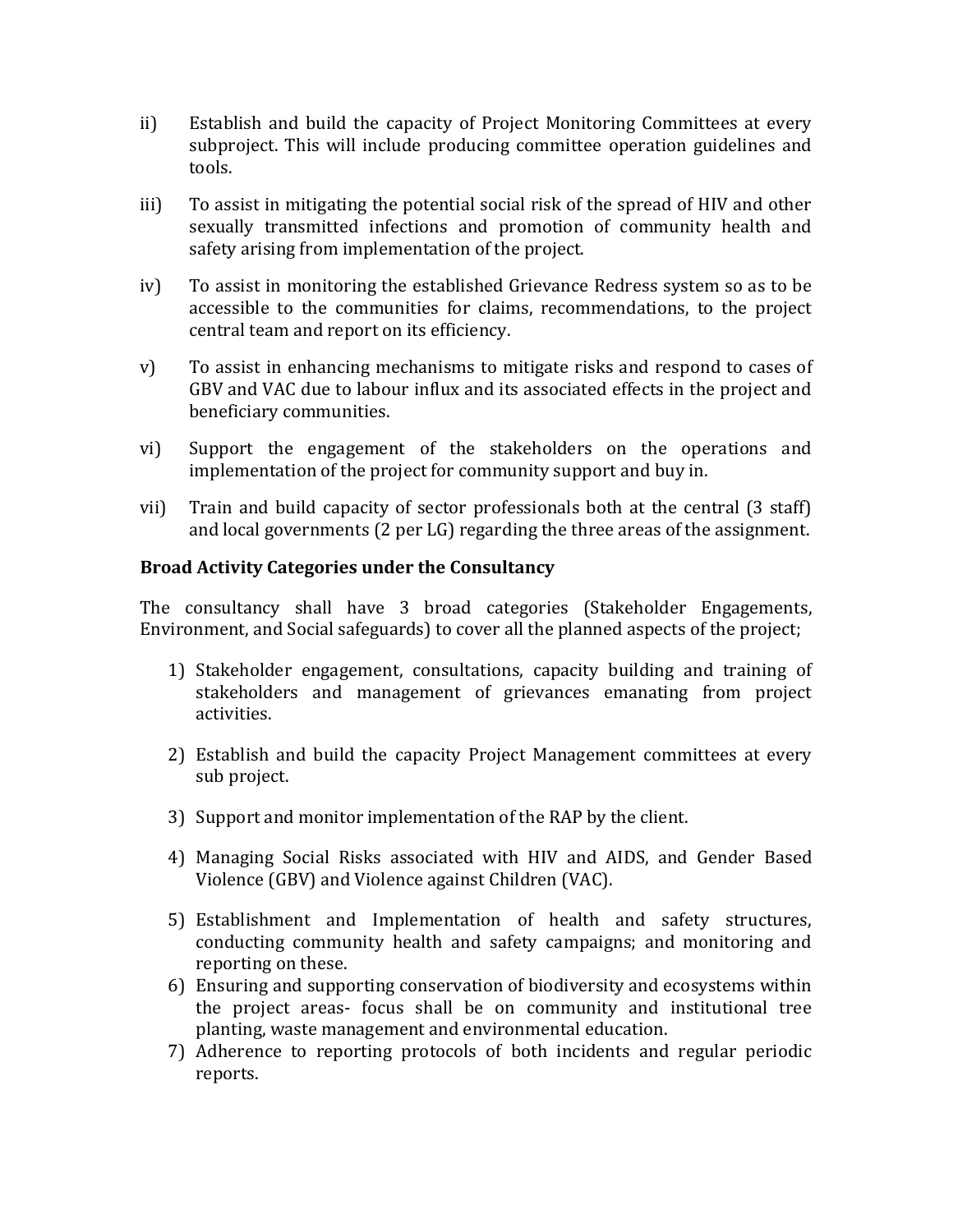ii) Establish and build the capacity of Project Monitoring Committees at every subproject. This will include producing committee operation guidelines and tools.

iii) To assist in mitigating the potential social risk of the spread of HIV and other sexually transmitted infections and promotion of community health and safety arising from implementation of the project.

iv) To assist in monitoring the established Grievance Redress system so as to be accessible to the communities for claims, recommendations, to the project central team and report on its efficiency.

v) To assist in enhancing mechanisms to mitigate risks and respond to cases of GBV and VAC due to labour influx and its associated effects in the project and beneficiary communities.

vi) Support the engagement of the stakeholders on the operations and implementation of the project for community support and buy in.

vii) Train and build capacity of sector professionals both at the central (3 staff) and local governments (2 per LG) regarding the three areas of the assignment.

**Broad Activity Categories under the Consultancy**

The consultancy shall have 3 broad categories (Stakeholder Engagements, Environment, and Social safeguards) to cover all the planned aspects of the project;

1) Stakeholder engagement, consultations, capacity building and training of stakeholders and management of grievances emanating from project activities.

2) Establish and build the capacity Project Management committees at every sub project.

3) Support and monitor implementation of the RAP by the client.

4) Managing Social Risks associated with HIV and AIDS, and Gender Based Violence (GBV) and Violence against Children (VAC).

5) Establishment and Implementation of health and safety structures, conducting community health and safety campaigns; and monitoring and reporting on these.

6) Ensuring and supporting conservation of biodiversity and ecosystems within the project areas- focus shall be on community and institutional tree planting, waste management and environmental education.

7) Adherence to reporting protocols of both incidents and regular periodic reports.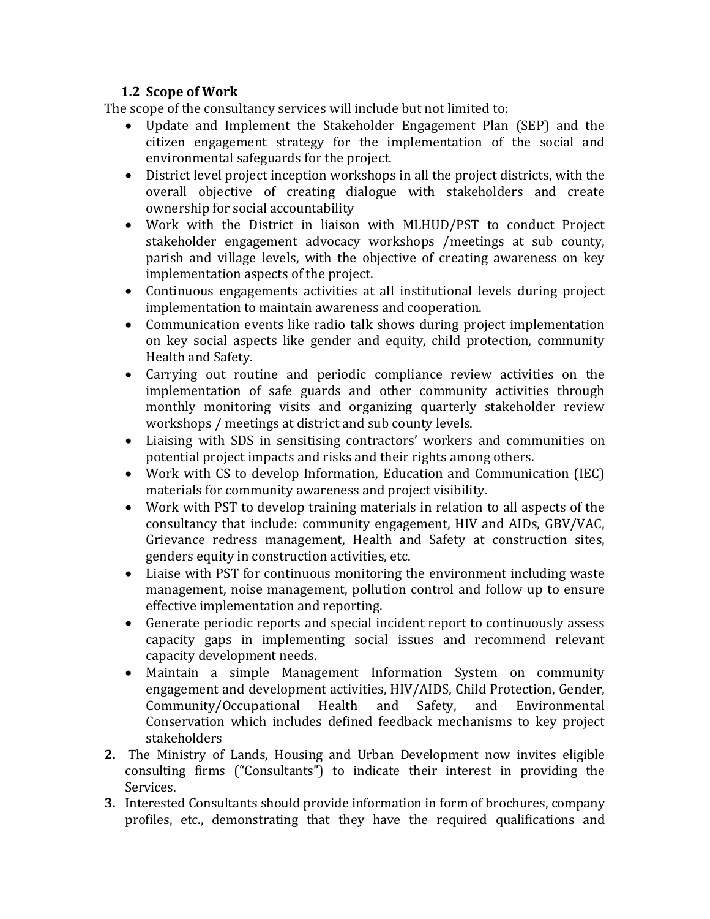### 1.2 Scope of Work

The scope of the consultancy services will include but not limited to:

- Update and Implement the Stakeholder Engagement Plan (SEP) and the citizen engagement strategy for the implementation of the social and environmental safeguards for the project.
- District level project inception workshops in all the project districts, with the overall objective of creating dialogue with stakeholders and create ownership for social accountability
- Work with the District in liaison with MLHUD/PST to conduct Project stakeholder engagement advocacy workshops /meetings at sub county, parish and village levels, with the objective of creating awareness on key implementation aspects of the project.
- Continuous engagements activities at all institutional levels during project implementation to maintain awareness and cooperation.
- Communication events like radio talk shows during project implementation on key social aspects like gender and equity, child protection, community Health and Safety.
- Carrying out routine and periodic compliance review activities on the implementation of safe guards and other community activities through monthly monitoring visits and organizing quarterly stakeholder review workshops / meetings at district and sub county levels.
- Liaising with SDS in sensitising contractors' workers and communities on potential project impacts and risks and their rights among others.
- Work with CS to develop Information, Education and Communication (IEC) materials for community awareness and project visibility.
- Work with PST to develop training materials in relation to all aspects of the consultancy that include: community engagement, HIV and AIDs, GBV/VAC, Grievance redress management, Health and Safety at construction sites, genders equity in construction activities, etc.
- Liaise with PST for continuous monitoring the environment including waste management, noise management, pollution control and follow up to ensure effective implementation and reporting.
- Generate periodic reports and special incident report to continuously assess capacity gaps in implementing social issues and recommend relevant capacity development needs.
- Maintain a simple Management Information System on community engagement and development activities, HIV/AIDS, Child Protection, Gender, Community/Occupational Health and Safety, and Environmental Conservation which includes defined feedback mechanisms to key project stakeholders

**2.** The Ministry of Lands, Housing and Urban Development now invites eligible consulting firms ("Consultants") to indicate their interest in providing the Services.

**3.** Interested Consultants should provide information in form of brochures, company profiles, etc., demonstrating that they have the required qualifications and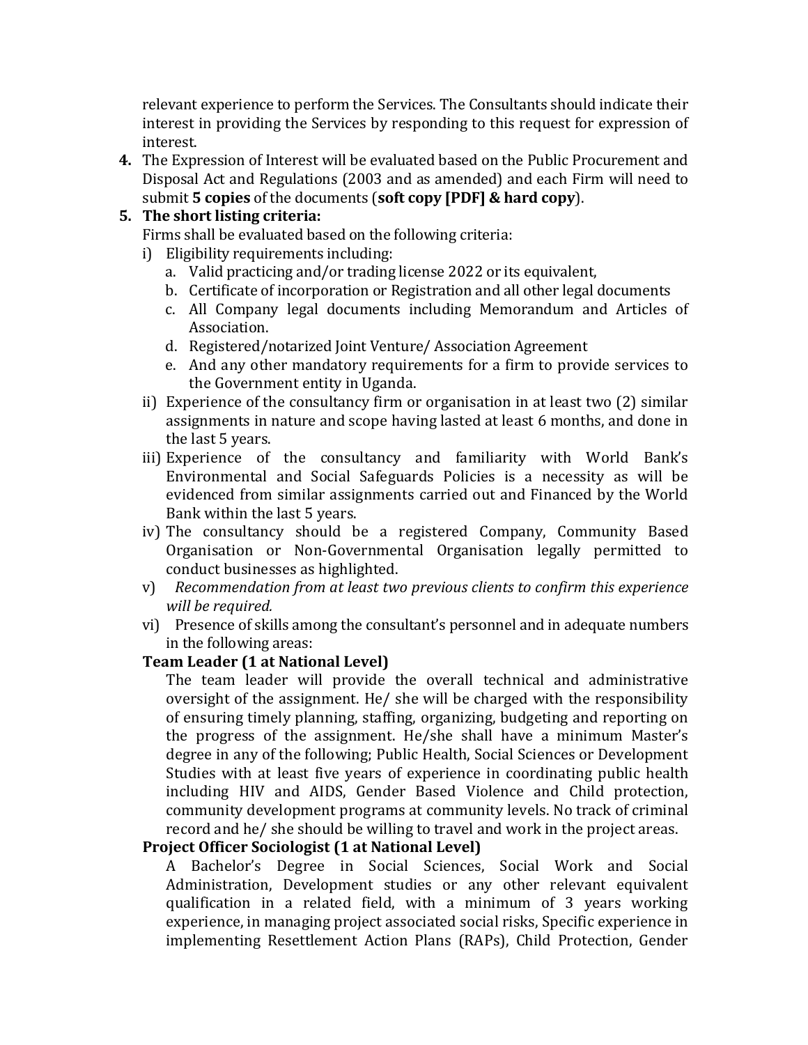relevant experience to perform the Services. The Consultants should indicate their interest in providing the Services by responding to this request for expression of interest.

**4.** The Expression of Interest will be evaluated based on the Public Procurement and Disposal Act and Regulations (2003 and as amended) and each Firm will need to submit **5 copies** of the documents (**soft copy [PDF] & hard copy**).

**5. The short listing criteria:**

Firms shall be evaluated based on the following criteria:

i) Eligibility requirements including:
   a. Valid practicing and/or trading license 2022 or its equivalent,
   b. Certificate of incorporation or Registration and all other legal documents
   c. All Company legal documents including Memorandum and Articles of Association.
   d. Registered/notarized Joint Venture/ Association Agreement
   e. And any other mandatory requirements for a firm to provide services to the Government entity in Uganda.

ii) Experience of the consultancy firm or organisation in at least two (2) similar assignments in nature and scope having lasted at least 6 months, and done in the last 5 years.

iii) Experience of the consultancy and familiarity with World Bank's Environmental and Social Safeguards Policies is a necessity as will be evidenced from similar assignments carried out and Financed by the World Bank within the last 5 years.

iv) The consultancy should be a registered Company, Community Based Organisation or Non-Governmental Organisation legally permitted to conduct businesses as highlighted.

v) *Recommendation from at least two previous clients to confirm this experience will be required.*

vi) Presence of skills among the consultant's personnel and in adequate numbers in the following areas:

**Team Leader (1 at National Level)**

The team leader will provide the overall technical and administrative oversight of the assignment. He/ she will be charged with the responsibility of ensuring timely planning, staffing, organizing, budgeting and reporting on the progress of the assignment. He/she shall have a minimum Master's degree in any of the following; Public Health, Social Sciences or Development Studies with at least five years of experience in coordinating public health including HIV and AIDS, Gender Based Violence and Child protection, community development programs at community levels. No track of criminal record and he/ she should be willing to travel and work in the project areas.

**Project Officer Sociologist (1 at National Level)**

A Bachelor's Degree in Social Sciences, Social Work and Social Administration, Development studies or any other relevant equivalent qualification in a related field, with a minimum of 3 years working experience, in managing project associated social risks, Specific experience in implementing Resettlement Action Plans (RAPs), Child Protection, Gender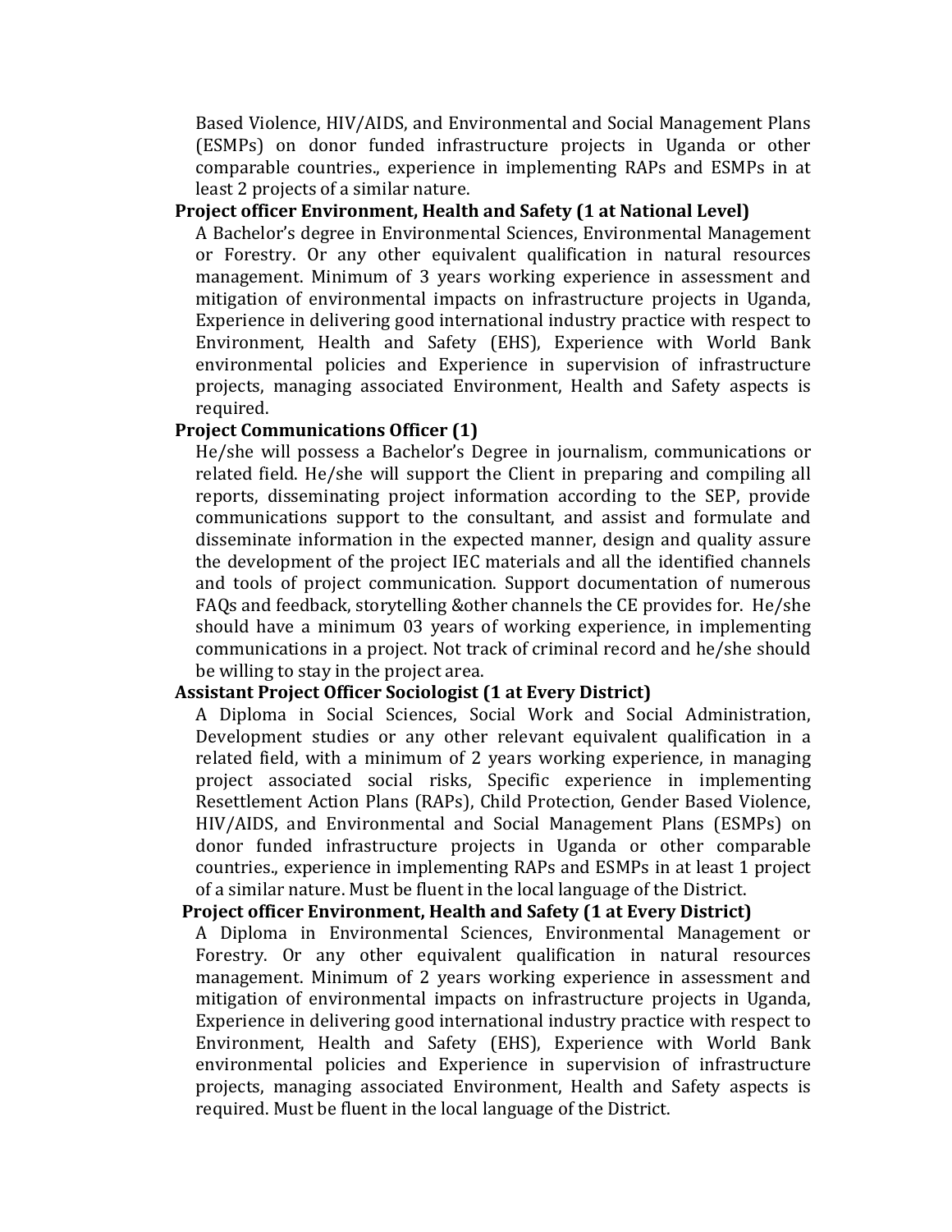Based Violence, HIV/AIDS, and Environmental and Social Management Plans (ESMPs) on donor funded infrastructure projects in Uganda or other comparable countries., experience in implementing RAPs and ESMPs in at least 2 projects of a similar nature.

**Project officer Environment, Health and Safety (1 at National Level)**

A Bachelor's degree in Environmental Sciences, Environmental Management or Forestry. Or any other equivalent qualification in natural resources management. Minimum of 3 years working experience in assessment and mitigation of environmental impacts on infrastructure projects in Uganda, Experience in delivering good international industry practice with respect to Environment, Health and Safety (EHS), Experience with World Bank environmental policies and Experience in supervision of infrastructure projects, managing associated Environment, Health and Safety aspects is required.

**Project Communications Officer (1)**

He/she will possess a Bachelor's Degree in journalism, communications or related field. He/she will support the Client in preparing and compiling all reports, disseminating project information according to the SEP, provide communications support to the consultant, and assist and formulate and disseminate information in the expected manner, design and quality assure the development of the project IEC materials and all the identified channels and tools of project communication. Support documentation of numerous FAQs and feedback, storytelling &other channels the CE provides for. He/she should have a minimum 03 years of working experience, in implementing communications in a project. Not track of criminal record and he/she should be willing to stay in the project area.

**Assistant Project Officer Sociologist (1 at Every District)**

A Diploma in Social Sciences, Social Work and Social Administration, Development studies or any other relevant equivalent qualification in a related field, with a minimum of 2 years working experience, in managing project associated social risks, Specific experience in implementing Resettlement Action Plans (RAPs), Child Protection, Gender Based Violence, HIV/AIDS, and Environmental and Social Management Plans (ESMPs) on donor funded infrastructure projects in Uganda or other comparable countries., experience in implementing RAPs and ESMPs in at least 1 project of a similar nature. Must be fluent in the local language of the District.

**Project officer Environment, Health and Safety (1 at Every District)**

A Diploma in Environmental Sciences, Environmental Management or Forestry. Or any other equivalent qualification in natural resources management. Minimum of 2 years working experience in assessment and mitigation of environmental impacts on infrastructure projects in Uganda, Experience in delivering good international industry practice with respect to Environment, Health and Safety (EHS), Experience with World Bank environmental policies and Experience in supervision of infrastructure projects, managing associated Environment, Health and Safety aspects is required. Must be fluent in the local language of the District.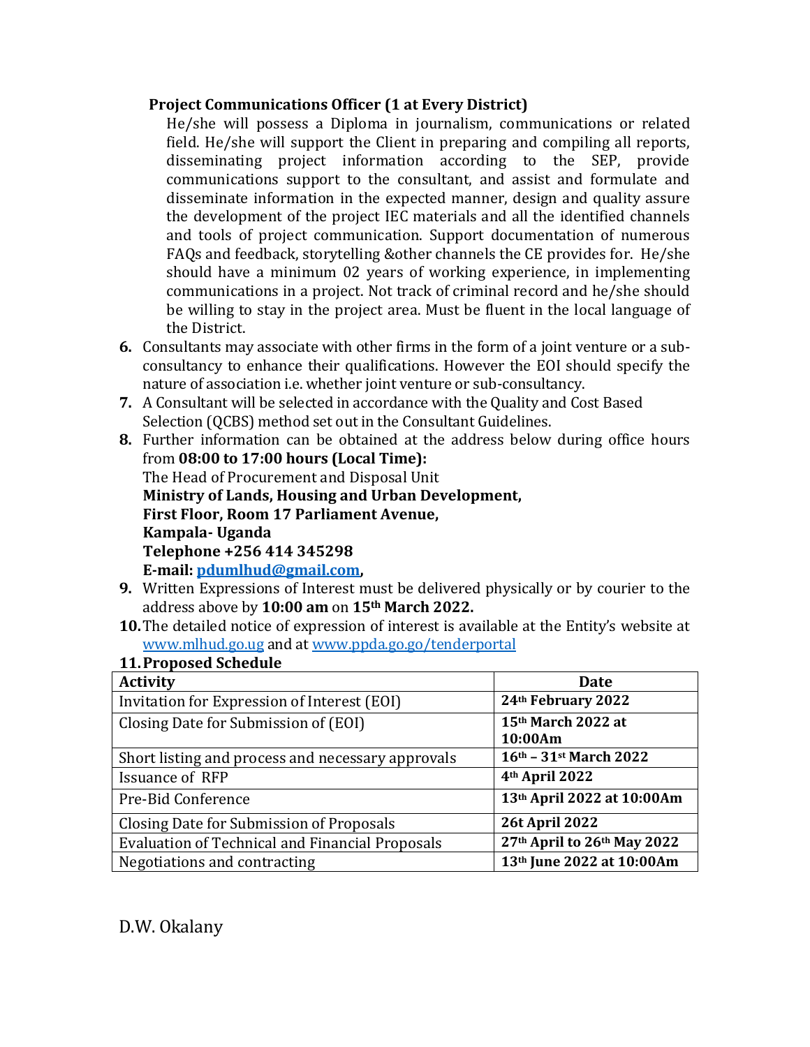**Project Communications Officer (1 at Every District)**

He/she will possess a Diploma in journalism, communications or related field. He/she will support the Client in preparing and compiling all reports, disseminating project information according to the SEP, provide communications support to the consultant, and assist and formulate and disseminate information in the expected manner, design and quality assure the development of the project IEC materials and all the identified channels and tools of project communication. Support documentation of numerous FAQs and feedback, storytelling &other channels the CE provides for. He/she should have a minimum 02 years of working experience, in implementing communications in a project. Not track of criminal record and he/she should be willing to stay in the project area. Must be fluent in the local language of the District.

6. Consultants may associate with other firms in the form of a joint venture or a sub-consultancy to enhance their qualifications. However the EOI should specify the nature of association i.e. whether joint venture or sub-consultancy.
7. A Consultant will be selected in accordance with the Quality and Cost Based Selection (QCBS) method set out in the Consultant Guidelines.
8. Further information can be obtained at the address below during office hours from **08:00 to 17:00 hours (Local Time):**
   The Head of Procurement and Disposal Unit
   **Ministry of Lands, Housing and Urban Development,**
   **First Floor, Room 17 Parliament Avenue,**
   **Kampala- Uganda**
   **Telephone +256 414 345298**
   **E-mail: pdumlhud@gmail.com,**
9. Written Expressions of Interest must be delivered physically or by courier to the address above by **10:00 am** on **15th March 2022.**
10. The detailed notice of expression of interest is available at the Entity's website at www.mlhud.go.ug and at www.ppda.go.go/tenderportal
11. **Proposed Schedule**

| Activity | Date |
|---|---|
| Invitation for Expression of Interest (EOI) | **24th February 2022** |
| Closing Date for Submission of (EOI) | **15th March 2022 at 10:00Am** |
| Short listing and process and necessary approvals | **16th – 31st March 2022** |
| Issuance of RFP | **4th April 2022** |
| Pre-Bid Conference | **13th April 2022 at 10:00Am** |
| Closing Date for Submission of Proposals | **26t April 2022** |
| Evaluation of Technical and Financial Proposals | **27th April to 26th May 2022** |
| Negotiations and contracting | **13th June 2022 at 10:00Am** |

D.W. Okalany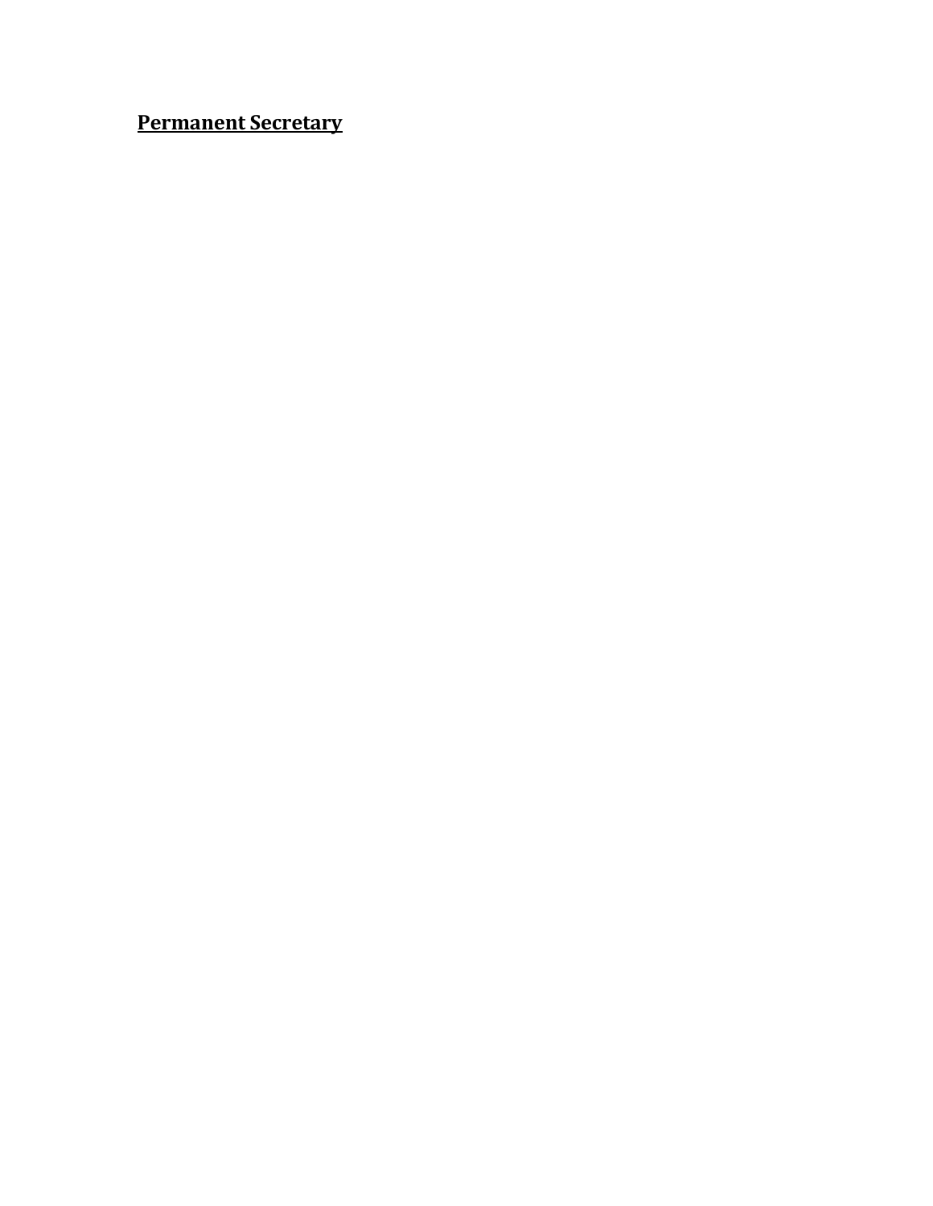**Permanent Secretary**